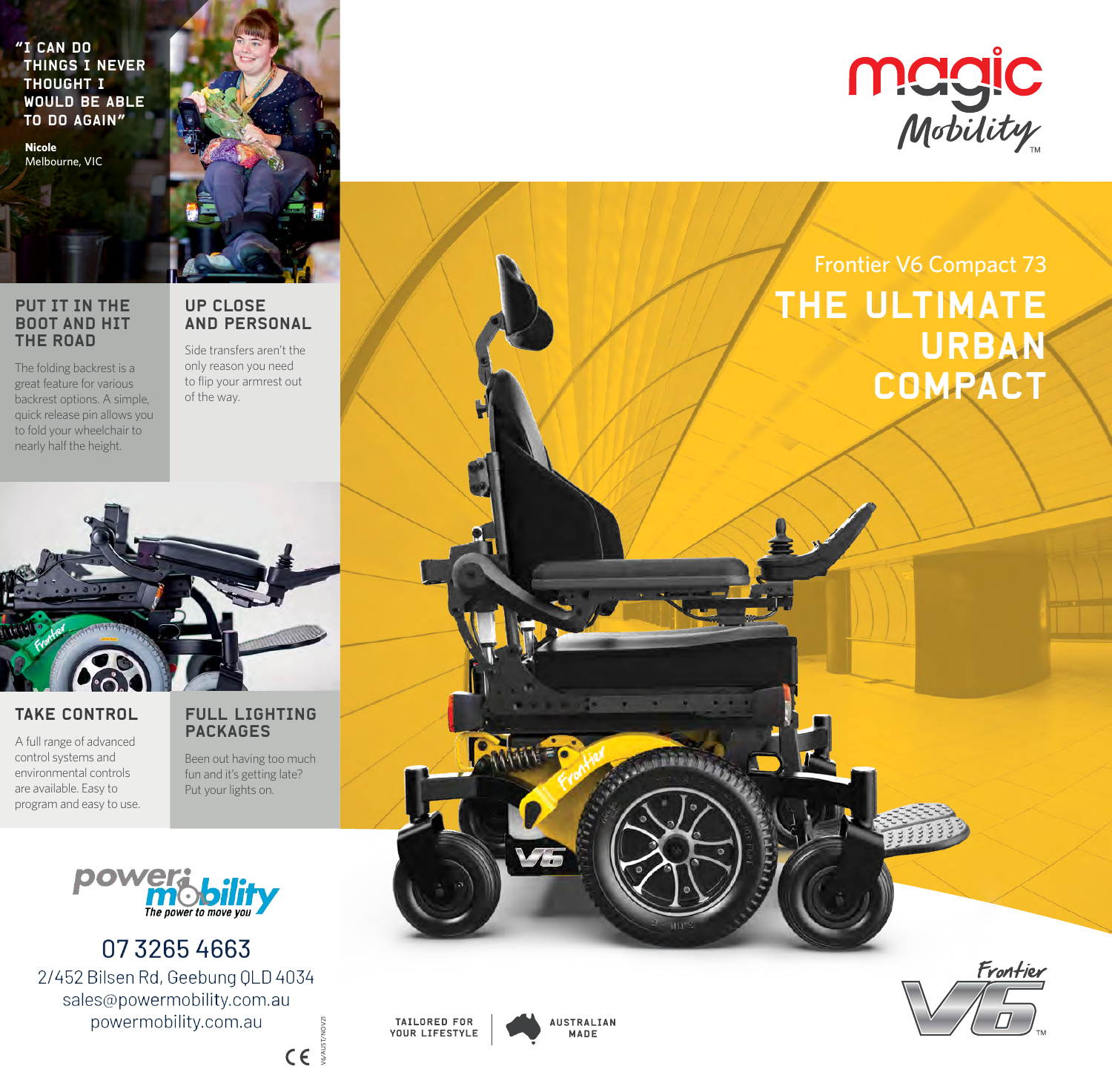"I CAN DO THINGS I NEVER THOUGHT I WOULD BE ABLE TO DO AGAIN"

**Nicole**
Melbourne, VIC

magic Mobility™

Frontier V6 Compact 73

# THE ULTIMATE URBAN COMPACT

## PUT IT IN THE BOOT AND HIT THE ROAD

The folding backrest is a great feature for various backrest options. A simple, quick release pin allows you to fold your wheelchair to nearly half the height.

## UP CLOSE AND PERSONAL

Side transfers aren't the only reason you need to flip your armrest out of the way.

## TAKE CONTROL

A full range of advanced control systems and environmental controls are available. Easy to program and easy to use.

## FULL LIGHTING PACKAGES

Been out having too much fun and it's getting late? Put your lights on.

power mobility
The power to move you

07 3265 4663
2/452 Bilsen Rd, Geebung QLD 4034
sales@powermobility.com.au
powermobility.com.au

TAILORED FOR YOUR LIFESTYLE

AUSTRALIAN MADE

Frontier V6™

CE

V6/AUST/NOV21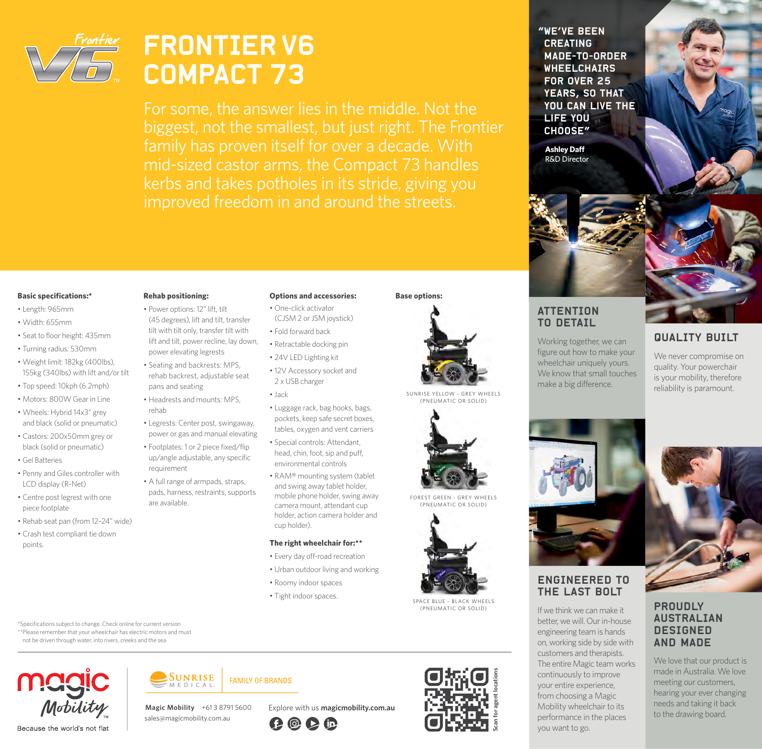# FRONTIER V6 COMPACT 73

For some, the answer lies in the middle. Not the biggest, not the smallest, but just right. The Frontier family has proven itself for over a decade. With mid-sized castor arms, the Compact 73 handles kerbs and takes potholes in its stride, giving you improved freedom in and around the streets.

**Basic specifications:***

- Length: 965mm
- Width: 655mm
- Seat to floor height: 435mm
- Turning radius: 530mm
- Weight limit: 182kg (400lbs), 155kg (340lbs) with lift and/or tilt
- Top speed: 10kph (6.2mph)
- Motors: 800W Gear in Line
- Wheels: Hybrid 14x3" grey and black (solid or pneumatic)
- Castors: 200x50mm grey or black (solid or pneumatic)
- Gel Batteries
- Penny and Giles controller with LCD display (R-Net)
- Centre post legrest with one piece footplate
- Rehab seat pan (from 12–24" wide)
- Crash test compliant tie down points.

**Rehab positioning:**

- Power options: 12" lift, tilt (45 degrees), lift and tilt, transfer tilt with tilt only, transfer tilt with lift and tilt, power recline, lay down, power elevating legrests
- Seating and backrests: MPS, rehab backrest, adjustable seat pans and seating
- Headrests and mounts: MPS, rehab
- Legrests: Center post, swingaway, power or gas and manual elevating
- Footplates: 1 or 2 piece fixed/flip up/angle adjustable, any specific requirement
- A full range of armpads, straps, pads, harness, restraints, supports are available.

**Options and accessories:**

- One-click activator (CJSM 2 or JSM joystick)
- Fold forward back
- Retractable docking pin
- 24V LED Lighting kit
- 12V Accessory socket and 2 x USB charger
- Jack
- Luggage rack, bag hooks, bags, pockets, keep safe secret boxes, tables, oxygen and vent carriers
- Special controls: Attendant, head, chin, foot, sip and puff, environmental controls
- RAM® mounting system (tablet and swing away tablet holder, mobile phone holder, swing away camera mount, attendant cup holder, action camera holder and cup holder).

**The right wheelchair for:****

- Every day off-road recreation
- Urban outdoor living and working
- Roomy indoor spaces
- Tight indoor spaces.

**Base options:**

SUNRISE YELLOW - GREY WHEELS (PNEUMATIC OR SOLID)

FOREST GREEN - GREY WHEELS (PNEUMATIC OR SOLID)

SPACE BLUE - BLACK WHEELS (PNEUMATIC OR SOLID)

*Specifications subject to change. Check online for current version
**Please remember that your wheelchair has electric motors and must not be driven through water, into rivers, creeks and the sea

"WE'VE BEEN CREATING MADE-TO-ORDER WHEELCHAIRS FOR OVER 25 YEARS, SO THAT YOU CAN LIVE THE LIFE YOU CHOOSE"

**Ashley Daff**
R&D Director

## ATTENTION TO DETAIL

Working together, we can figure out how to make your wheelchair uniquely yours. We know that small touches make a big difference.

## QUALITY BUILT

We never compromise on quality. Your powerchair is your mobility, therefore reliability is paramount.

## ENGINEERED TO THE LAST BOLT

If we think we can make it better, we will. Our in-house engineering team is hands on, working side by side with customers and therapists. The entire Magic team works continuously to improve your entire experience, from choosing a Magic Mobility wheelchair to its performance in the places you want to go.

## PROUDLY AUSTRALIAN DESIGNED AND MADE

We love that our product is made in Australia. We love meeting our customers, hearing your ever changing needs and taking it back to the drawing board.

magic Mobility — Because the world's not flat

SUNRISE MEDICAL — FAMILY OF BRANDS

**Magic Mobility** +61 3 8791 5600
sales@magicmobility.com.au

Explore with us **magicmobility.com.au**

Scan for agent locations